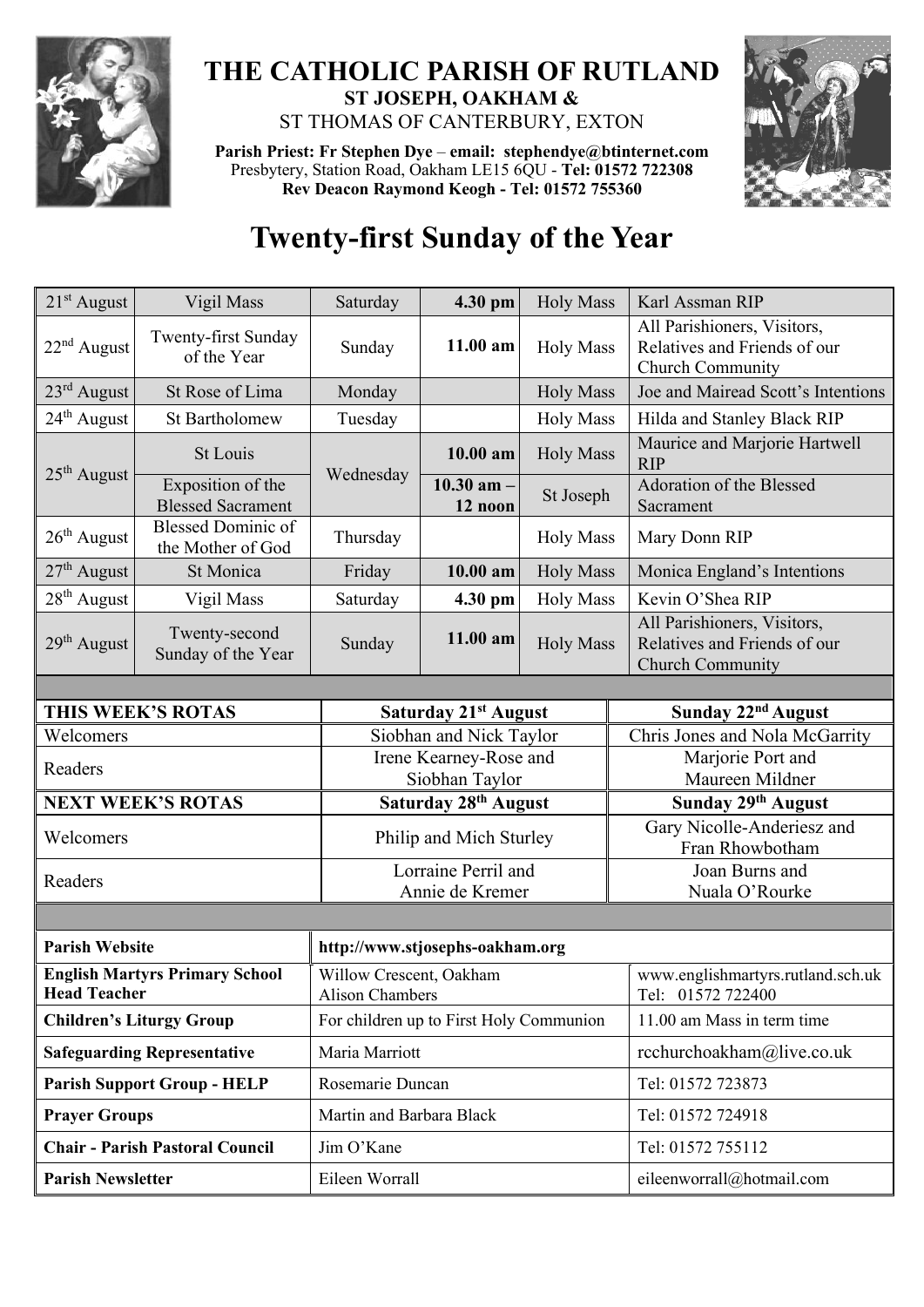# THE CATHOLIC PARISH OF RUTLAND

## ST JOSEPH, OAKHAM &
ST THOMAS OF CANTERBURY, EXTON

**Parish Priest: Fr Stephen Dye** – **email: stephendye@btinternet.com**
Presbytery, Station Road, Oakham LE15 6QU - **Tel: 01572 722308**
**Rev Deacon Raymond Keogh - Tel: 01572 755360**

# Twenty-first Sunday of the Year

| | | | | | |
|---|---|---|---|---|---|
| 21st August | Vigil Mass | Saturday | **4.30 pm** | Holy Mass | Karl Assman RIP |
| 22nd August | Twenty-first Sunday of the Year | Sunday | **11.00 am** | Holy Mass | All Parishioners, Visitors, Relatives and Friends of our Church Community |
| 23rd August | St Rose of Lima | Monday | | Holy Mass | Joe and Mairead Scott's Intentions |
| 24th August | St Bartholomew | Tuesday | | Holy Mass | Hilda and Stanley Black RIP |
| 25th August | St Louis | Wednesday | **10.00 am** | Holy Mass | Maurice and Marjorie Hartwell RIP |
| | Exposition of the Blessed Sacrament | | **10.30 am – 12 noon** | St Joseph | Adoration of the Blessed Sacrament |
| 26th August | Blessed Dominic of the Mother of God | Thursday | | Holy Mass | Mary Donn RIP |
| 27th August | St Monica | Friday | **10.00 am** | Holy Mass | Monica England's Intentions |
| 28th August | Vigil Mass | Saturday | **4.30 pm** | Holy Mass | Kevin O'Shea RIP |
| 29th August | Twenty-second Sunday of the Year | Sunday | **11.00 am** | Holy Mass | All Parishioners, Visitors, Relatives and Friends of our Church Community |

| **THIS WEEK'S ROTAS** | **Saturday 21st August** | **Sunday 22nd August** |
|---|---|---|
| Welcomers | Siobhan and Nick Taylor | Chris Jones and Nola McGarrity |
| Readers | Irene Kearney-Rose and Siobhan Taylor | Marjorie Port and Maureen Mildner |
| **NEXT WEEK'S ROTAS** | **Saturday 28th August** | **Sunday 29th August** |
| Welcomers | Philip and Mich Sturley | Gary Nicolle-Anderiesz and Fran Rhowbotham |
| Readers | Lorraine Perril and Annie de Kremer | Joan Burns and Nuala O'Rourke |

| | | |
|---|---|---|
| **Parish Website** | **http://www.stjosephs-oakham.org** | |
| **English Martyrs Primary School Head Teacher** | Willow Crescent, Oakham Alison Chambers | www.englishmartyrs.rutland.sch.uk Tel: 01572 722400 |
| **Children's Liturgy Group** | For children up to First Holy Communion | 11.00 am Mass in term time |
| **Safeguarding Representative** | Maria Marriott | rcchurchoakham@live.co.uk |
| **Parish Support Group - HELP** | Rosemarie Duncan | Tel: 01572 723873 |
| **Prayer Groups** | Martin and Barbara Black | Tel: 01572 724918 |
| **Chair - Parish Pastoral Council** | Jim O'Kane | Tel: 01572 755112 |
| **Parish Newsletter** | Eileen Worrall | eileenworrall@hotmail.com |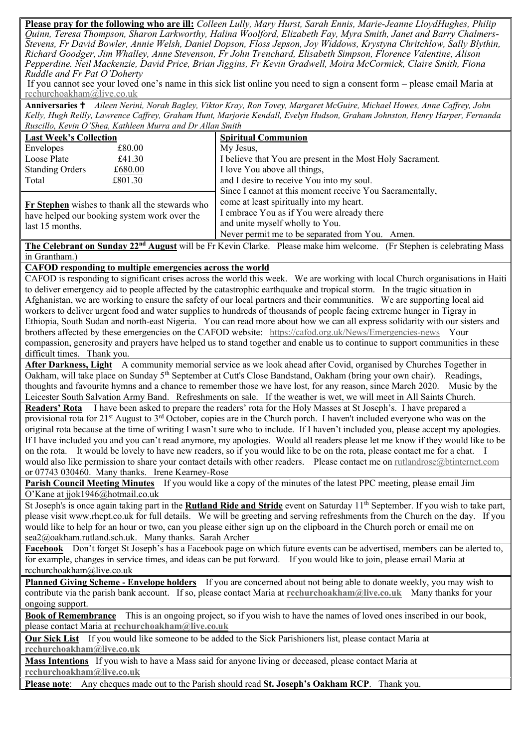**Please pray for the following who are ill:** *Colleen Lully, Mary Hurst, Sarah Ennis, Marie-Jeanne LloydHughes, Philip Quinn, Teresa Thompson, Sharon Larkworthy, Halina Woolford, Elizabeth Fay, Myra Smith, Janet and Barry Chalmers-Stevens, Fr David Bowler, Annie Welsh, Daniel Dopson, Floss Jepson, Joy Widdows, Krystyna Chritchlow, Sally Blythin, Richard Goodger, Jim Whalley, Anne Stevenson, Fr John Trenchard, Elisabeth Simpson, Florence Valentine, Alison Pepperdine. Neil Mackenzie, David Price, Brian Jiggins, Fr Kevin Gradwell, Moira McCormick, Claire Smith, Fiona Ruddle and Fr Pat O'Doherty*

If you cannot see your loved one's name in this sick list online you need to sign a consent form – please email Maria at rcchurchoakham@live.co.uk

**Anniversaries ✝** *Aileen Nerini, Norah Bagley, Viktor Kray, Ron Tovey, Margaret McGuire, Michael Howes, Anne Caffrey, John Kelly, Hugh Reilly, Lawrence Caffrey, Graham Hunt, Marjorie Kendall, Evelyn Hudson, Graham Johnston, Henry Harper, Fernanda Ruscillo, Kevin O'Shea, Kathleen Murra and Dr Allan Smith*

**Last Week's Collection**

| | |
|---|---|
| Envelopes | £80.00 |
| Loose Plate | £41.30 |
| Standing Orders | £680.00 |
| Total | £801.30 |

**Fr Stephen** wishes to thank all the stewards who have helped our booking system work over the last 15 months.

**Spiritual Communion**

My Jesus,
I believe that You are present in the Most Holy Sacrament.
I love You above all things,
and I desire to receive You into my soul.
Since I cannot at this moment receive You Sacramentally,
come at least spiritually into my heart.
I embrace You as if You were already there
and unite myself wholly to You.
Never permit me to be separated from You. Amen.

**The Celebrant on Sunday 22nd August** will be Fr Kevin Clarke. Please make him welcome. (Fr Stephen is celebrating Mass in Grantham.)

**CAFOD responding to multiple emergencies across the world**

CAFOD is responding to significant crises across the world this week. We are working with local Church organisations in Haiti to deliver emergency aid to people affected by the catastrophic earthquake and tropical storm. In the tragic situation in Afghanistan, we are working to ensure the safety of our local partners and their communities. We are supporting local aid workers to deliver urgent food and water supplies to hundreds of thousands of people facing extreme hunger in Tigray in Ethiopia, South Sudan and north-east Nigeria. You can read more about how we can all express solidarity with our sisters and brothers affected by these emergencies on the CAFOD website: https://cafod.org.uk/News/Emergencies-news Your compassion, generosity and prayers have helped us to stand together and enable us to continue to support communities in these difficult times. Thank you.

**After Darkness, Light** A community memorial service as we look ahead after Covid, organised by Churches Together in Oakham, will take place on Sunday 5th September at Cutt's Close Bandstand, Oakham (bring your own chair). Readings, thoughts and favourite hymns and a chance to remember those we have lost, for any reason, since March 2020. Music by the Leicester South Salvation Army Band. Refreshments on sale. If the weather is wet, we will meet in All Saints Church.

**Readers' Rota** I have been asked to prepare the readers' rota for the Holy Masses at St Joseph's. I have prepared a provisional rota for 21st August to 3rd October, copies are in the Church porch. I haven't included everyone who was on the original rota because at the time of writing I wasn't sure who to include. If I haven't included you, please accept my apologies. If I have included you and you can't read anymore, my apologies. Would all readers please let me know if they would like to be on the rota. It would be lovely to have new readers, so if you would like to be on the rota, please contact me for a chat. I would also like permission to share your contact details with other readers. Please contact me on rutlandrose@btinternet.com or 07743 030460. Many thanks. Irene Kearney-Rose

**Parish Council Meeting Minutes** If you would like a copy of the minutes of the latest PPC meeting, please email Jim O'Kane at jjok1946@hotmail.co.uk

St Joseph's is once again taking part in the **Rutland Ride and Stride** event on Saturday 11th September. If you wish to take part, please visit www.rhcpt.co.uk for full details. We will be greeting and serving refreshments from the Church on the day. If you would like to help for an hour or two, can you please either sign up on the clipboard in the Church porch or email me on sea2@oakham.rutland.sch.uk. Many thanks. Sarah Archer

**Facebook** Don't forget St Joseph's has a Facebook page on which future events can be advertised, members can be alerted to, for example, changes in service times, and ideas can be put forward. If you would like to join, please email Maria at rcchurchoakham@live.co.uk

**Planned Giving Scheme - Envelope holders** If you are concerned about not being able to donate weekly, you may wish to contribute via the parish bank account. If so, please contact Maria at **rcchurchoakham@live.co.uk** Many thanks for your ongoing support.

**Book of Remembrance** This is an ongoing project, so if you wish to have the names of loved ones inscribed in our book, please contact Maria at **rcchurchoakham@live.co.uk**

**Our Sick List** If you would like someone to be added to the Sick Parishioners list, please contact Maria at **rcchurchoakham@live.co.uk**

**Mass Intentions** If you wish to have a Mass said for anyone living or deceased, please contact Maria at **rcchurchoakham@live.co.uk**

**Please note**: Any cheques made out to the Parish should read **St. Joseph's Oakham RCP**. Thank you.